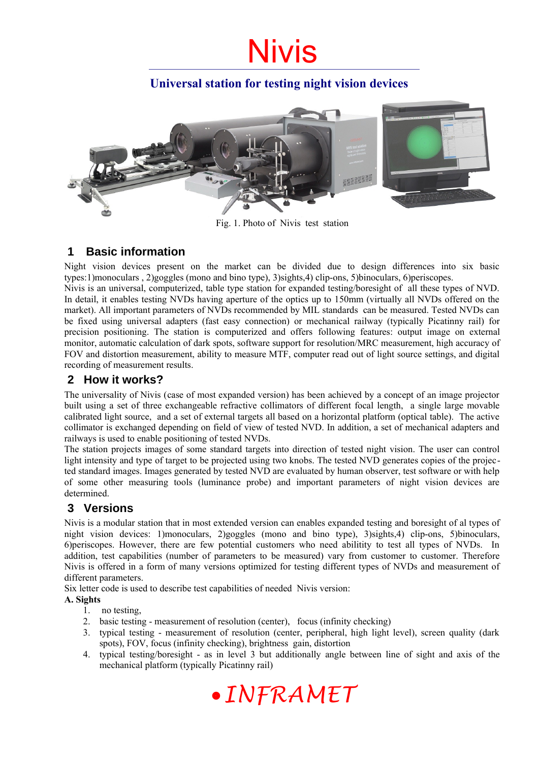# Nivis

## Universal station for testing night vision devices

Fig. 1. Photo of Nivis test station

## 1 Basic information

Night vision devices present on the market can be divided due to design differences into six basic types:1)monoculars , 2)goggles (mono and bino type), 3)sights,4) clip-ons, 5)binoculars, 6)periscopes.
Nivis is an universal, computerized, table type station for expanded testing/boresight of all these types of NVD. In detail, it enables testing NVDs having aperture of the optics up to 150mm (virtually all NVDs offered on the market). All important parameters of NVDs recommended by MIL standards can be measured. Tested NVDs can be fixed using universal adapters (fast easy connection) or mechanical railway (typically Picatinny rail) for precision positioning. The station is computerized and offers following features: output image on external monitor, automatic calculation of dark spots, software support for resolution/MRC measurement, high accuracy of FOV and distortion measurement, ability to measure MTF, computer read out of light source settings, and digital recording of measurement results.

## 2 How it works?

The universality of Nivis (case of most expanded version) has been achieved by a concept of an image projector built using a set of three exchangeable refractive collimators of different focal length, a single large movable calibrated light source, and a set of external targets all based on a horizontal platform (optical table). The active collimator is exchanged depending on field of view of tested NVD. In addition, a set of mechanical adapters and railways is used to enable positioning of tested NVDs.
The station projects images of some standard targets into direction of tested night vision. The user can control light intensity and type of target to be projected using two knobs. The tested NVD generates copies of the projected standard images. Images generated by tested NVD are evaluated by human observer, test software or with help of some other measuring tools (luminance probe) and important parameters of night vision devices are determined.

## 3 Versions

Nivis is a modular station that in most extended version can enables expanded testing and boresight of al types of night vision devices: 1)monoculars, 2)goggles (mono and bino type), 3)sights,4) clip-ons, 5)binoculars, 6)periscopes. However, there are few potential customers who need abilitity to test all types of NVDs. In addition, test capabilities (number of parameters to be measured) vary from customer to customer. Therefore Nivis is offered in a form of many versions optimized for testing different types of NVDs and measurement of different parameters.
Six letter code is used to describe test capabilities of needed Nivis version:

**A. Sights**

1. no testing,
2. basic testing - measurement of resolution (center), focus (infinity checking)
3. typical testing - measurement of resolution (center, peripheral, high light level), screen quality (dark spots), FOV, focus (infinity checking), brightness gain, distortion
4. typical testing/boresight - as in level 3 but additionally angle between line of sight and axis of the mechanical platform (typically Picatinny rail)

*INFRAMET*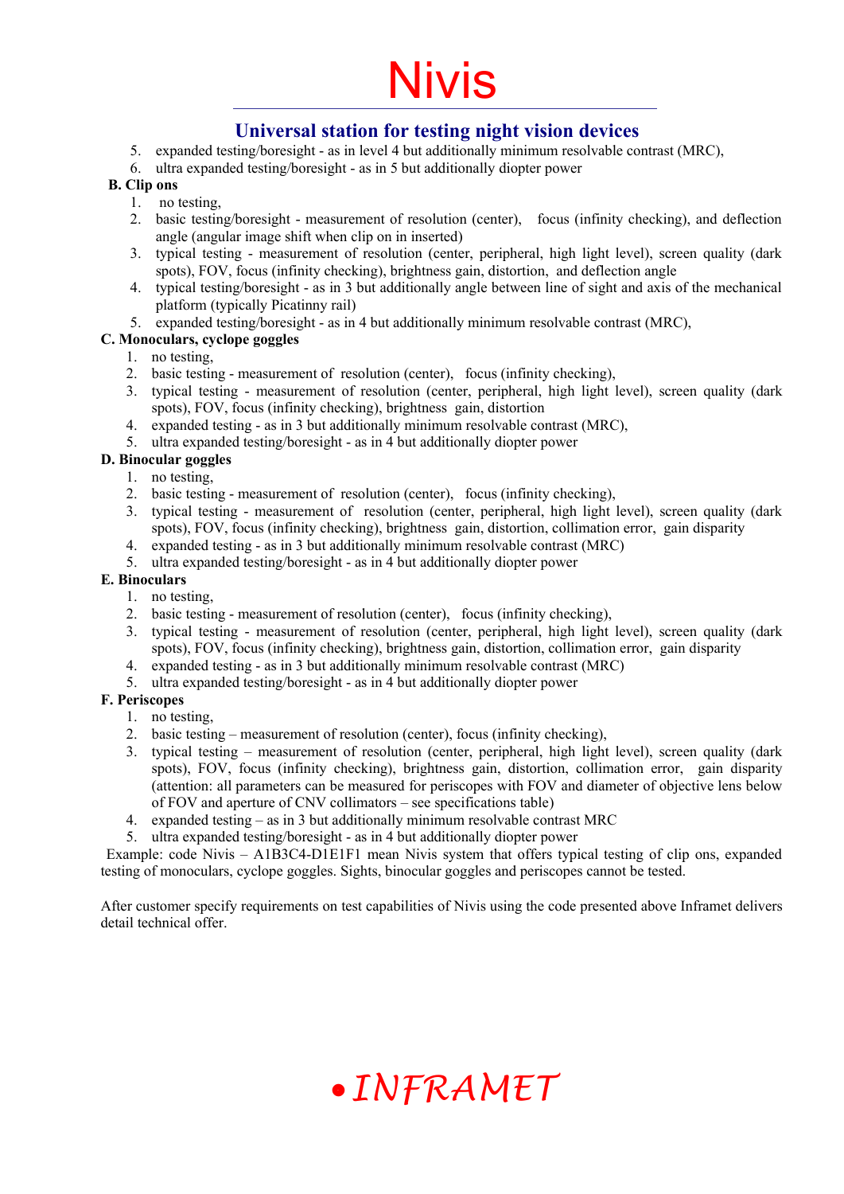5. expanded testing/boresight - as in level 4 but additionally minimum resolvable contrast (MRC),
6. ultra expanded testing/boresight - as in 5 but additionally diopter power

**B. Clip ons**

1. no testing,
2. basic testing/boresight - measurement of resolution (center), focus (infinity checking), and deflection angle (angular image shift when clip on in inserted)
3. typical testing - measurement of resolution (center, peripheral, high light level), screen quality (dark spots), FOV, focus (infinity checking), brightness gain, distortion, and deflection angle
4. typical testing/boresight - as in 3 but additionally angle between line of sight and axis of the mechanical platform (typically Picatinny rail)
5. expanded testing/boresight - as in 4 but additionally minimum resolvable contrast (MRC),

**C. Monoculars, cyclope goggles**

1. no testing,
2. basic testing - measurement of resolution (center), focus (infinity checking),
3. typical testing - measurement of resolution (center, peripheral, high light level), screen quality (dark spots), FOV, focus (infinity checking), brightness gain, distortion
4. expanded testing - as in 3 but additionally minimum resolvable contrast (MRC),
5. ultra expanded testing/boresight - as in 4 but additionally diopter power

**D. Binocular goggles**

1. no testing,
2. basic testing - measurement of resolution (center), focus (infinity checking),
3. typical testing - measurement of resolution (center, peripheral, high light level), screen quality (dark spots), FOV, focus (infinity checking), brightness gain, distortion, collimation error, gain disparity
4. expanded testing - as in 3 but additionally minimum resolvable contrast (MRC)
5. ultra expanded testing/boresight - as in 4 but additionally diopter power

**E. Binoculars**

1. no testing,
2. basic testing - measurement of resolution (center), focus (infinity checking),
3. typical testing - measurement of resolution (center, peripheral, high light level), screen quality (dark spots), FOV, focus (infinity checking), brightness gain, distortion, collimation error, gain disparity
4. expanded testing - as in 3 but additionally minimum resolvable contrast (MRC)
5. ultra expanded testing/boresight - as in 4 but additionally diopter power

**F. Periscopes**

1. no testing,
2. basic testing – measurement of resolution (center), focus (infinity checking),
3. typical testing – measurement of resolution (center, peripheral, high light level), screen quality (dark spots), FOV, focus (infinity checking), brightness gain, distortion, collimation error, gain disparity (attention: all parameters can be measured for periscopes with FOV and diameter of objective lens below of FOV and aperture of CNV collimators – see specifications table)
4. expanded testing – as in 3 but additionally minimum resolvable contrast MRC
5. ultra expanded testing/boresight - as in 4 but additionally diopter power

Example: code Nivis – A1B3C4-D1E1F1 mean Nivis system that offers typical testing of clip ons, expanded testing of monoculars, cyclope goggles. Sights, binocular goggles and periscopes cannot be tested.

After customer specify requirements on test capabilities of Nivis using the code presented above Inframet delivers detail technical offer.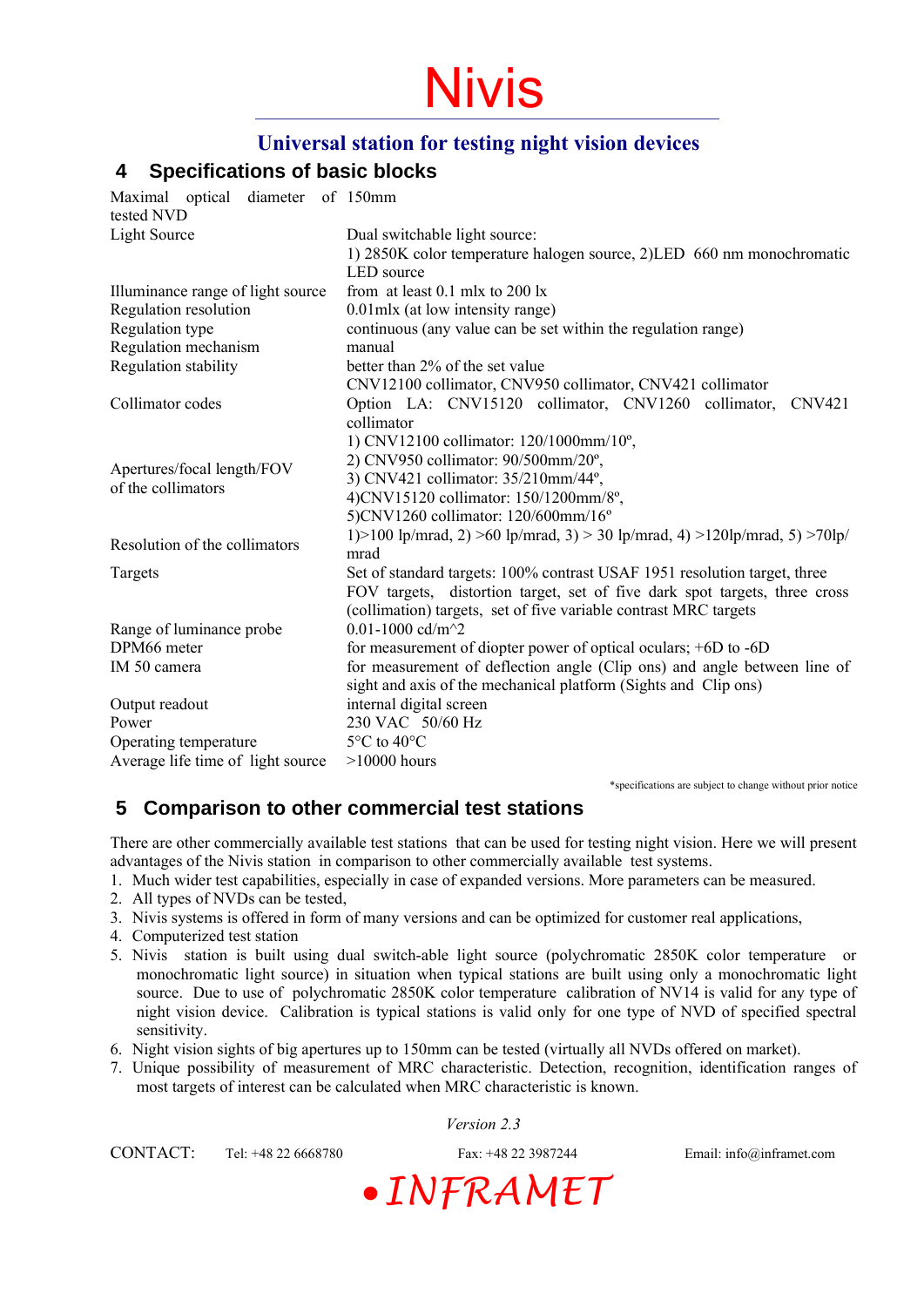# Nivis

## Universal station for testing night vision devices

## 4 Specifications of basic blocks

| | |
|---|---|
| Maximal optical diameter of tested NVD | 150mm |
| Light Source | Dual switchable light source:<br>1) 2850K color temperature halogen source, 2)LED 660 nm monochromatic LED source |
| Illuminance range of light source | from at least 0.1 mlx to 200 lx |
| Regulation resolution | 0.01mlx (at low intensity range) |
| Regulation type | continuous (any value can be set within the regulation range) |
| Regulation mechanism | manual |
| Regulation stability | better than 2% of the set value |
| Collimator codes | CNV12100 collimator, CNV950 collimator, CNV421 collimator<br>Option LA: CNV15120 collimator, CNV1260 collimator, CNV421 collimator |
| Apertures/focal length/FOV of the collimators | 1) CNV12100 collimator: 120/1000mm/10º,<br>2) CNV950 collimator: 90/500mm/20º,<br>3) CNV421 collimator: 35/210mm/44º,<br>4)CNV15120 collimator: 150/1200mm/8º,<br>5)CNV1260 collimator: 120/600mm/16º |
| Resolution of the collimators | 1)>100 lp/mrad, 2) >60 lp/mrad, 3) > 30 lp/mrad, 4) >120lp/mrad, 5) >70lp/mrad |
| Targets | Set of standard targets: 100% contrast USAF 1951 resolution target, three FOV targets, distortion target, set of five dark spot targets, three cross (collimation) targets, set of five variable contrast MRC targets |
| Range of luminance probe | 0.01-1000 cd/m^2 |
| DPM66 meter | for measurement of diopter power of optical oculars; +6D to -6D |
| IM 50 camera | for measurement of deflection angle (Clip ons) and angle between line of sight and axis of the mechanical platform (Sights and Clip ons) |
| Output readout | internal digital screen |
| Power | 230 VAC 50/60 Hz |
| Operating temperature | 5°C to 40°C |
| Average life time of light source | >10000 hours |

*specifications are subject to change without prior notice

## 5 Comparison to other commercial test stations

There are other commercially available test stations that can be used for testing night vision. Here we will present advantages of the Nivis station in comparison to other commercially available test systems.

1. Much wider test capabilities, especially in case of expanded versions. More parameters can be measured.
2. All types of NVDs can be tested,
3. Nivis systems is offered in form of many versions and can be optimized for customer real applications,
4. Computerized test station
5. Nivis station is built using dual switch-able light source (polychromatic 2850K color temperature or monochromatic light source) in situation when typical stations are built using only a monochromatic light source. Due to use of polychromatic 2850K color temperature calibration of NV14 is valid for any type of night vision device. Calibration is typical stations is valid only for one type of NVD of specified spectral sensitivity.
6. Night vision sights of big apertures up to 150mm can be tested (virtually all NVDs offered on market).
7. Unique possibility of measurement of MRC characteristic. Detection, recognition, identification ranges of most targets of interest can be calculated when MRC characteristic is known.

*Version 2.3*

CONTACT: Tel: +48 22 6668780 Fax: +48 22 3987244 Email: info@inframet.com

INFRAMET